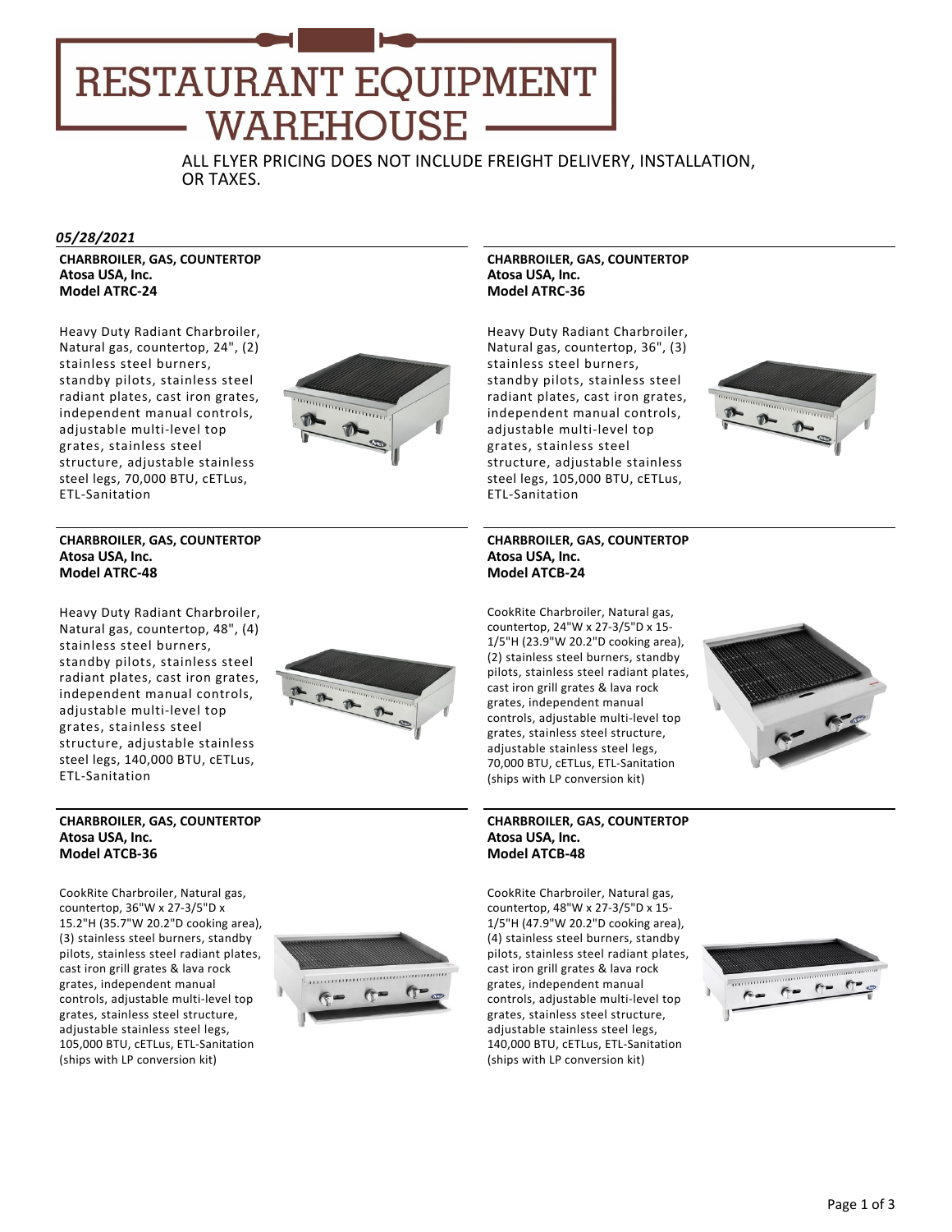# RESTAURANT EQUIPMENT WAREHOUSE

ALL FLYER PRICING DOES NOT INCLUDE FREIGHT DELIVERY, INSTALLATION, OR TAXES.

***05/28/2021***

**CHARBROILER, GAS, COUNTERTOP**
**Atosa USA, Inc.**
**Model ATRC-24**

Heavy Duty Radiant Charbroiler, Natural gas, countertop, 24", (2) stainless steel burners, standby pilots, stainless steel radiant plates, cast iron grates, independent manual controls, adjustable multi-level top grates, stainless steel structure, adjustable stainless steel legs, 70,000 BTU, cETLus, ETL-Sanitation

**CHARBROILER, GAS, COUNTERTOP**
**Atosa USA, Inc.**
**Model ATRC-36**

Heavy Duty Radiant Charbroiler, Natural gas, countertop, 36", (3) stainless steel burners, standby pilots, stainless steel radiant plates, cast iron grates, independent manual controls, adjustable multi-level top grates, stainless steel structure, adjustable stainless steel legs, 105,000 BTU, cETLus, ETL-Sanitation

**CHARBROILER, GAS, COUNTERTOP**
**Atosa USA, Inc.**
**Model ATRC-48**

Heavy Duty Radiant Charbroiler, Natural gas, countertop, 48", (4) stainless steel burners, standby pilots, stainless steel radiant plates, cast iron grates, independent manual controls, adjustable multi-level top grates, stainless steel structure, adjustable stainless steel legs, 140,000 BTU, cETLus, ETL-Sanitation

**CHARBROILER, GAS, COUNTERTOP**
**Atosa USA, Inc.**
**Model ATCB-24**

CookRite Charbroiler, Natural gas, countertop, 24"W x 27-3/5"D x 15-1/5"H (23.9"W 20.2"D cooking area), (2) stainless steel burners, standby pilots, stainless steel radiant plates, cast iron grill grates & lava rock grates, independent manual controls, adjustable multi-level top grates, stainless steel structure, adjustable stainless steel legs, 70,000 BTU, cETLus, ETL-Sanitation (ships with LP conversion kit)

**CHARBROILER, GAS, COUNTERTOP**
**Atosa USA, Inc.**
**Model ATCB-36**

CookRite Charbroiler, Natural gas, countertop, 36"W x 27-3/5"D x 15.2"H (35.7"W 20.2"D cooking area), (3) stainless steel burners, standby pilots, stainless steel radiant plates, cast iron grill grates & lava rock grates, independent manual controls, adjustable multi-level top grates, stainless steel structure, adjustable stainless steel legs, 105,000 BTU, cETLus, ETL-Sanitation (ships with LP conversion kit)

**CHARBROILER, GAS, COUNTERTOP**
**Atosa USA, Inc.**
**Model ATCB-48**

CookRite Charbroiler, Natural gas, countertop, 48"W x 27-3/5"D x 15-1/5"H (47.9"W 20.2"D cooking area), (4) stainless steel burners, standby pilots, stainless steel radiant plates, cast iron grill grates & lava rock grates, independent manual controls, adjustable multi-level top grates, stainless steel structure, adjustable stainless steel legs, 140,000 BTU, cETLus, ETL-Sanitation (ships with LP conversion kit)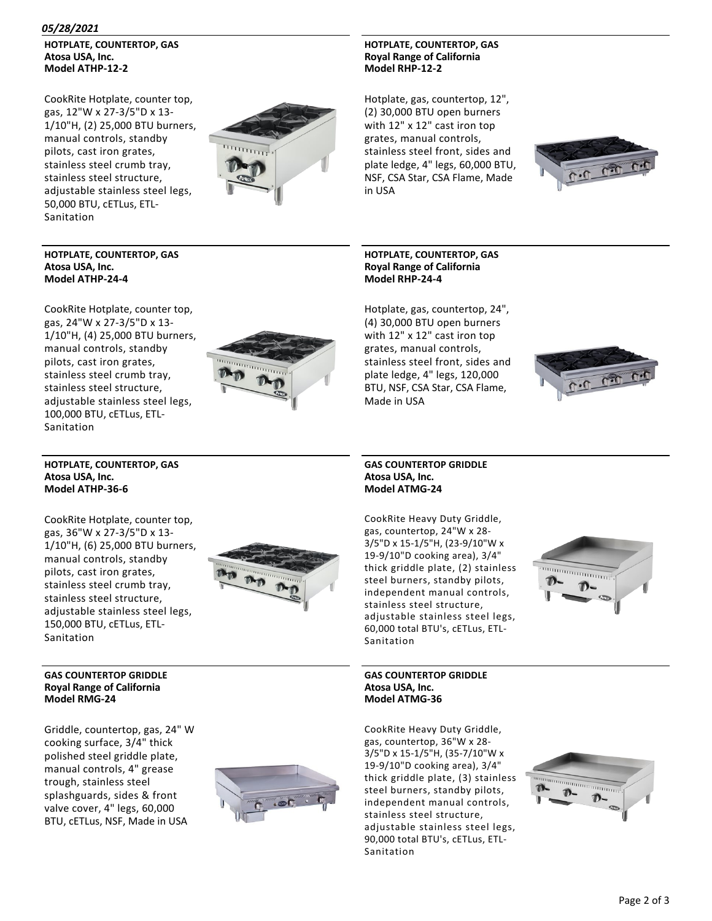*05/28/2021*

**HOTPLATE, COUNTERTOP, GAS**
**Atosa USA, Inc.**
**Model ATHP-12-2**

CookRite Hotplate, counter top, gas, 12"W x 27-3/5"D x 13-1/10"H, (2) 25,000 BTU burners, manual controls, standby pilots, cast iron grates, stainless steel crumb tray, stainless steel structure, adjustable stainless steel legs, 50,000 BTU, cETLus, ETL-Sanitation

**HOTPLATE, COUNTERTOP, GAS**
**Royal Range of California**
**Model RHP-12-2**

Hotplate, gas, countertop, 12", (2) 30,000 BTU open burners with 12" x 12" cast iron top grates, manual controls, stainless steel front, sides and plate ledge, 4" legs, 60,000 BTU, NSF, CSA Star, CSA Flame, Made in USA

**HOTPLATE, COUNTERTOP, GAS**
**Atosa USA, Inc.**
**Model ATHP-24-4**

CookRite Hotplate, counter top, gas, 24"W x 27-3/5"D x 13-1/10"H, (4) 25,000 BTU burners, manual controls, standby pilots, cast iron grates, stainless steel crumb tray, stainless steel structure, adjustable stainless steel legs, 100,000 BTU, cETLus, ETL-Sanitation

**HOTPLATE, COUNTERTOP, GAS**
**Royal Range of California**
**Model RHP-24-4**

Hotplate, gas, countertop, 24", (4) 30,000 BTU open burners with 12" x 12" cast iron top grates, manual controls, stainless steel front, sides and plate ledge, 4" legs, 120,000 BTU, NSF, CSA Star, CSA Flame, Made in USA

**HOTPLATE, COUNTERTOP, GAS**
**Atosa USA, Inc.**
**Model ATHP-36-6**

CookRite Hotplate, counter top, gas, 36"W x 27-3/5"D x 13-1/10"H, (6) 25,000 BTU burners, manual controls, standby pilots, cast iron grates, stainless steel crumb tray, stainless steel structure, adjustable stainless steel legs, 150,000 BTU, cETLus, ETL-Sanitation

**GAS COUNTERTOP GRIDDLE**
**Atosa USA, Inc.**
**Model ATMG-24**

CookRite Heavy Duty Griddle, gas, countertop, 24"W x 28-3/5"D x 15-1/5"H, (23-9/10"W x 19-9/10"D cooking area), 3/4" thick griddle plate, (2) stainless steel burners, standby pilots, independent manual controls, stainless steel structure, adjustable stainless steel legs, 60,000 total BTU's, cETLus, ETL-Sanitation

**GAS COUNTERTOP GRIDDLE**
**Royal Range of California**
**Model RMG-24**

Griddle, countertop, gas, 24" W cooking surface, 3/4" thick polished steel griddle plate, manual controls, 4" grease trough, stainless steel splashguards, sides & front valve cover, 4" legs, 60,000 BTU, cETLus, NSF, Made in USA

**GAS COUNTERTOP GRIDDLE**
**Atosa USA, Inc.**
**Model ATMG-36**

CookRite Heavy Duty Griddle, gas, countertop, 36"W x 28-3/5"D x 15-1/5"H, (35-7/10"W x 19-9/10"D cooking area), 3/4" thick griddle plate, (3) stainless steel burners, standby pilots, independent manual controls, stainless steel structure, adjustable stainless steel legs, 90,000 total BTU's, cETLus, ETL-Sanitation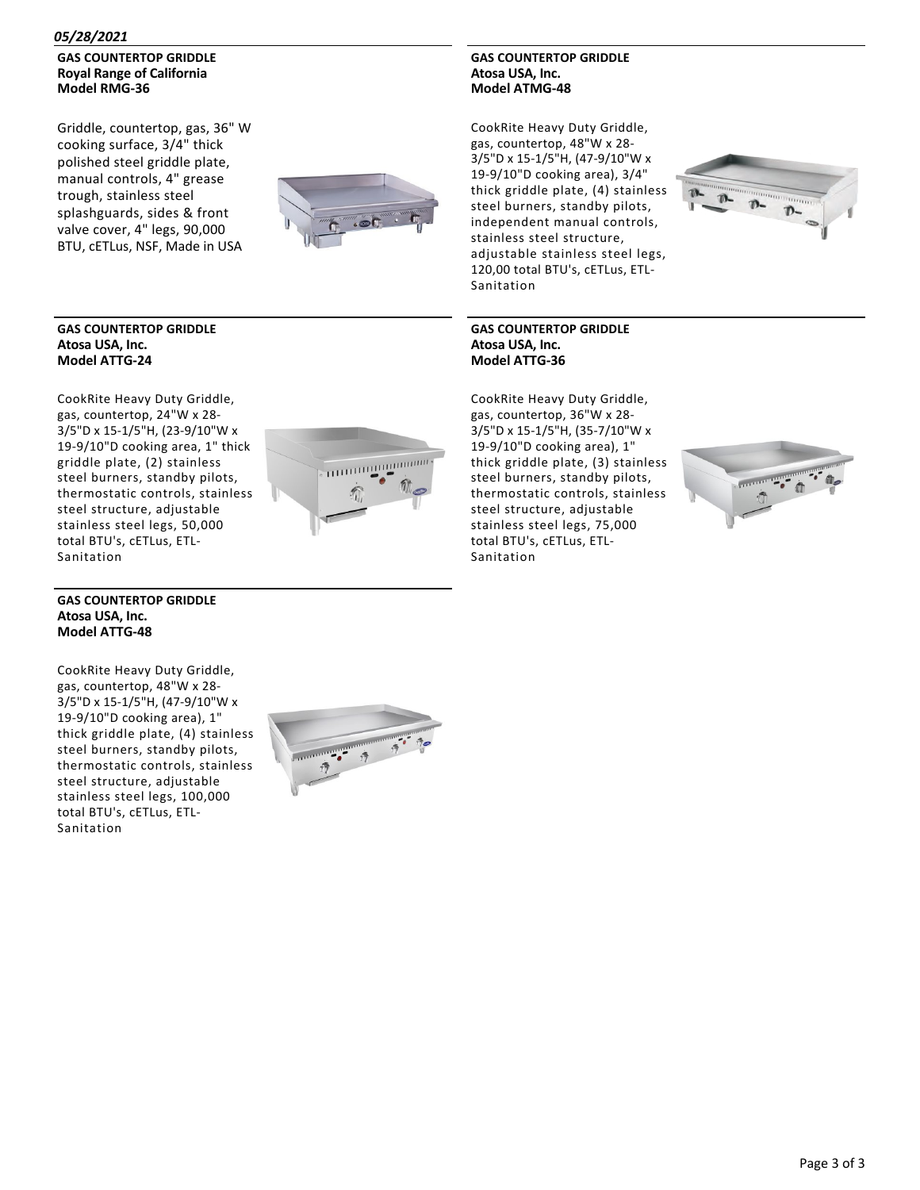*05/28/2021*

**GAS COUNTERTOP GRIDDLE**
**Royal Range of California**
**Model RMG-36**

Griddle, countertop, gas, 36" W cooking surface, 3/4" thick polished steel griddle plate, manual controls, 4" grease trough, stainless steel splashguards, sides & front valve cover, 4" legs, 90,000 BTU, cETLus, NSF, Made in USA

**GAS COUNTERTOP GRIDDLE**
**Atosa USA, Inc.**
**Model ATTG-24**

CookRite Heavy Duty Griddle, gas, countertop, 24"W x 28-3/5"D x 15-1/5"H, (23-9/10"W x 19-9/10"D cooking area, 1" thick griddle plate, (2) stainless steel burners, standby pilots, thermostatic controls, stainless steel structure, adjustable stainless steel legs, 50,000 total BTU's, cETLus, ETL-Sanitation

**GAS COUNTERTOP GRIDDLE**
**Atosa USA, Inc.**
**Model ATTG-48**

CookRite Heavy Duty Griddle, gas, countertop, 48"W x 28-3/5"D x 15-1/5"H, (47-9/10"W x 19-9/10"D cooking area), 1" thick griddle plate, (4) stainless steel burners, standby pilots, thermostatic controls, stainless steel structure, adjustable stainless steel legs, 100,000 total BTU's, cETLus, ETL-Sanitation

**GAS COUNTERTOP GRIDDLE**
**Atosa USA, Inc.**
**Model ATMG-48**

CookRite Heavy Duty Griddle, gas, countertop, 48"W x 28-3/5"D x 15-1/5"H, (47-9/10"W x 19-9/10"D cooking area), 3/4" thick griddle plate, (4) stainless steel burners, standby pilots, independent manual controls, stainless steel structure, adjustable stainless steel legs, 120,00 total BTU's, cETLus, ETL-Sanitation

**GAS COUNTERTOP GRIDDLE**
**Atosa USA, Inc.**
**Model ATTG-36**

CookRite Heavy Duty Griddle, gas, countertop, 36"W x 28-3/5"D x 15-1/5"H, (35-7/10"W x 19-9/10"D cooking area), 1" thick griddle plate, (3) stainless steel burners, standby pilots, thermostatic controls, stainless steel structure, adjustable stainless steel legs, 75,000 total BTU's, cETLus, ETL-Sanitation